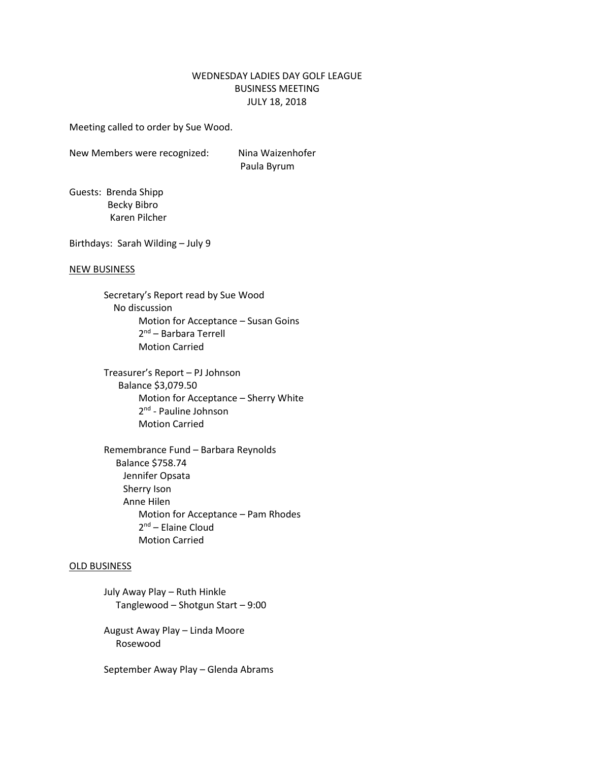# WEDNESDAY LADIES DAY GOLF LEAGUE
## BUSINESS MEETING
## JULY 18, 2018

Meeting called to order by Sue Wood.

New Members were recognized: Nina Waizenhofer
Paula Byrum

Guests: Brenda Shipp
Becky Bibro
Karen Pilcher

Birthdays: Sarah Wilding – July 9

NEW BUSINESS

Secretary's Report read by Sue Wood
No discussion
Motion for Acceptance – Susan Goins
2nd – Barbara Terrell
Motion Carried

Treasurer's Report – PJ Johnson
Balance $3,079.50
Motion for Acceptance – Sherry White
2nd - Pauline Johnson
Motion Carried

Remembrance Fund – Barbara Reynolds
Balance $758.74
Jennifer Opsata
Sherry Ison
Anne Hilen
Motion for Acceptance – Pam Rhodes
2nd – Elaine Cloud
Motion Carried

OLD BUSINESS

July Away Play – Ruth Hinkle
Tanglewood – Shotgun Start – 9:00

August Away Play – Linda Moore
Rosewood

September Away Play – Glenda Abrams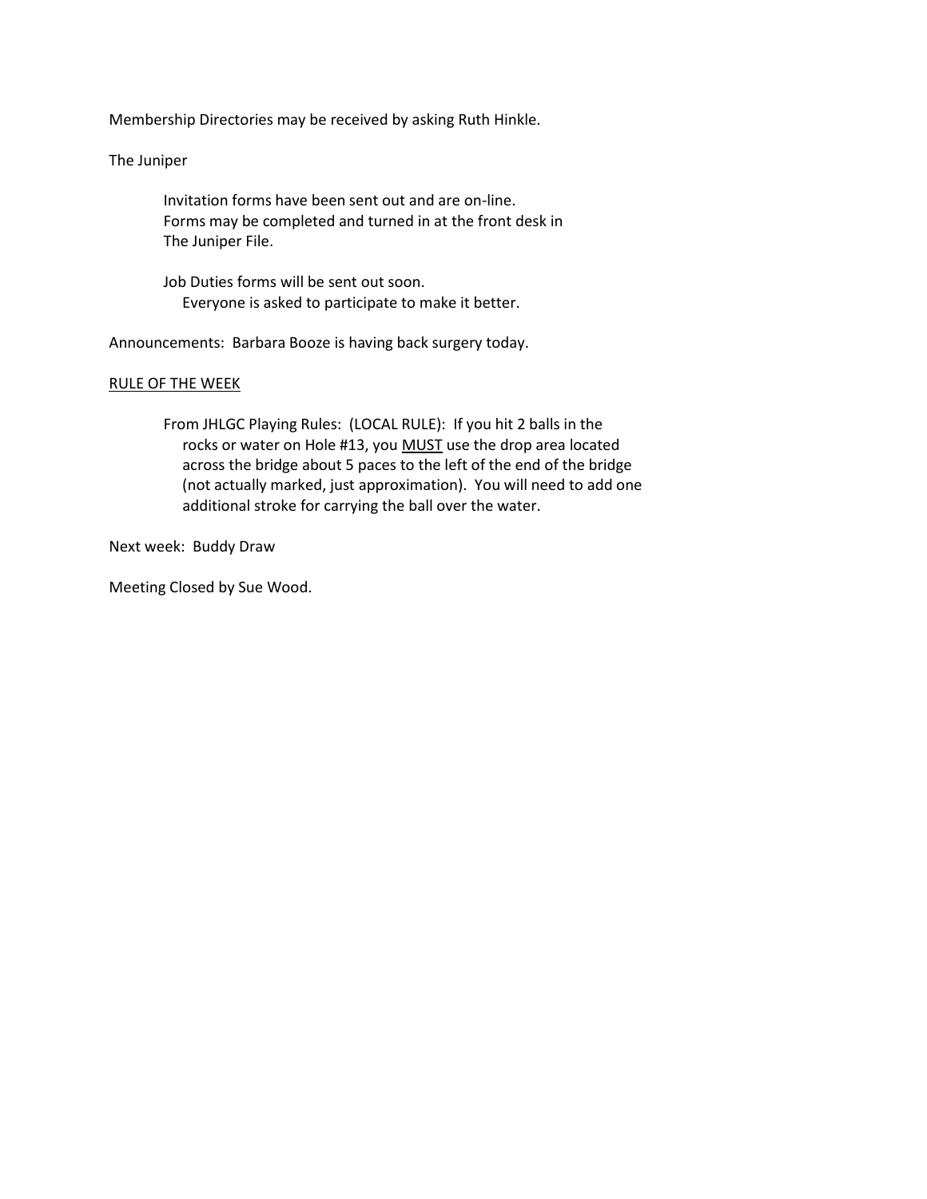Membership Directories may be received by asking Ruth Hinkle.

The Juniper

> Invitation forms have been sent out and are on-line.
> Forms may be completed and turned in at the front desk in
> The Juniper File.
>
> Job Duties forms will be sent out soon.
> Everyone is asked to participate to make it better.

Announcements: Barbara Booze is having back surgery today.

<u>RULE OF THE WEEK</u>

> From JHLGC Playing Rules: (LOCAL RULE): If you hit 2 balls in the rocks or water on Hole #13, you <u>MUST</u> use the drop area located across the bridge about 5 paces to the left of the end of the bridge (not actually marked, just approximation). You will need to add one additional stroke for carrying the ball over the water.

Next week: Buddy Draw

Meeting Closed by Sue Wood.